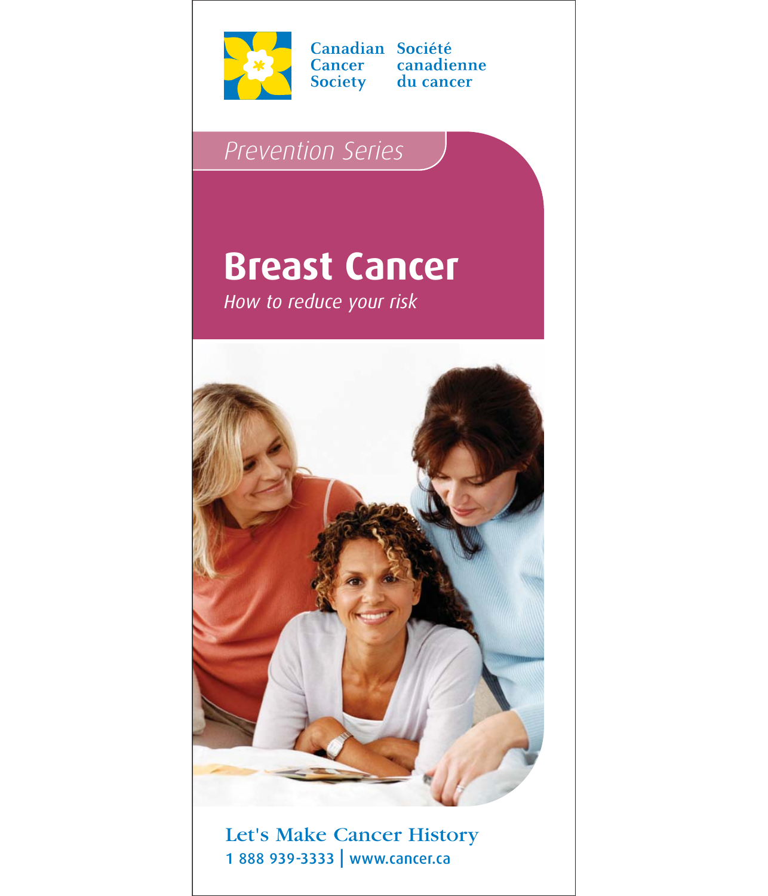Canadian Cancer Society | Société canadienne du cancer

*Prevention Series*

# Breast Cancer

*How to reduce your risk*

Let's Make Cancer History

1 888 939-3333 | www.cancer.ca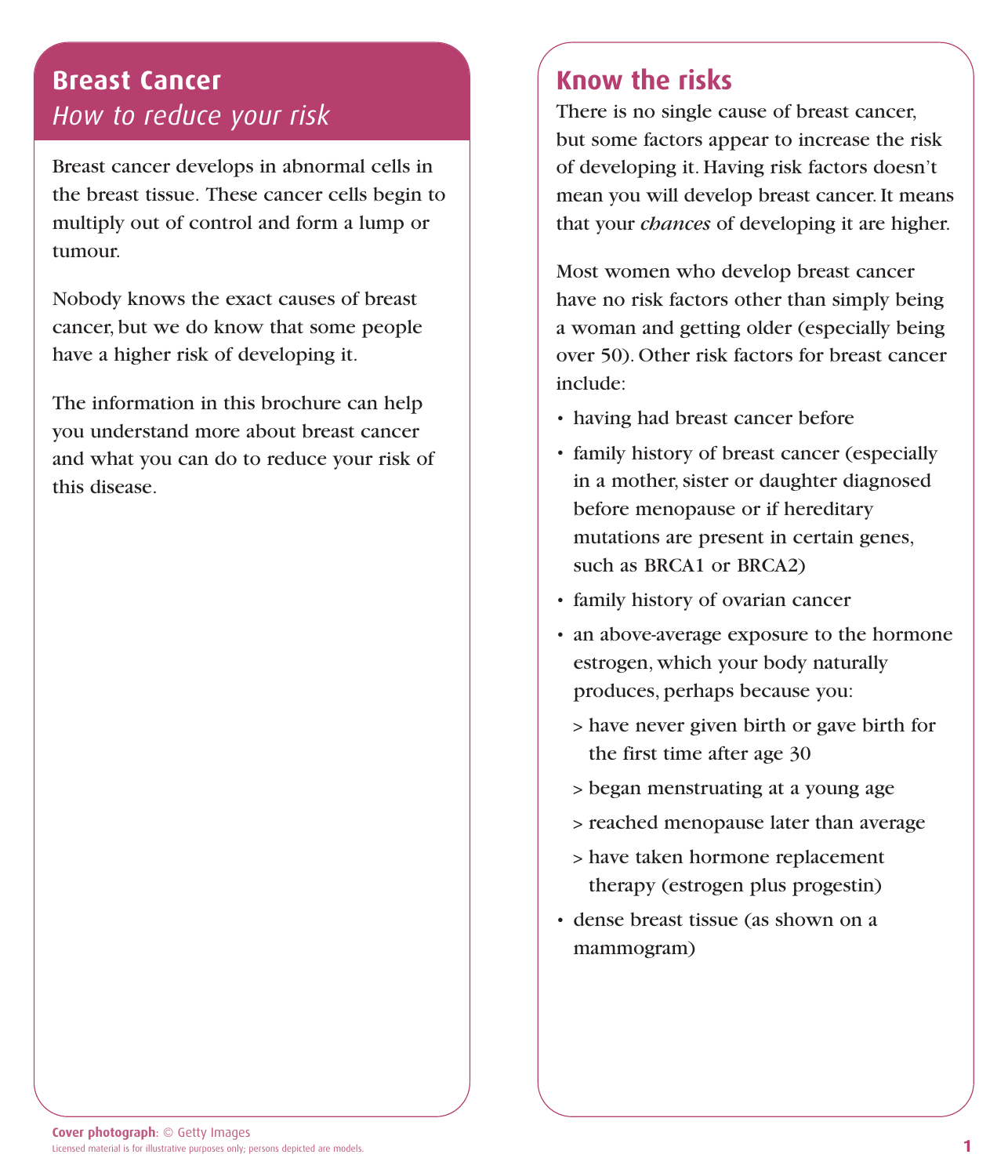# Breast Cancer

*How to reduce your risk*

Breast cancer develops in abnormal cells in the breast tissue. These cancer cells begin to multiply out of control and form a lump or tumour.

Nobody knows the exact causes of breast cancer, but we do know that some people have a higher risk of developing it.

The information in this brochure can help you understand more about breast cancer and what you can do to reduce your risk of this disease.

**Cover photograph**: © Getty Images

Licensed material is for illustrative purposes only; persons depicted are models.

## Know the risks

There is no single cause of breast cancer, but some factors appear to increase the risk of developing it. Having risk factors doesn't mean you will develop breast cancer. It means that your *chances* of developing it are higher.

Most women who develop breast cancer have no risk factors other than simply being a woman and getting older (especially being over 50). Other risk factors for breast cancer include:

- having had breast cancer before
- family history of breast cancer (especially in a mother, sister or daughter diagnosed before menopause or if hereditary mutations are present in certain genes, such as BRCA1 or BRCA2)
- family history of ovarian cancer
- an above-average exposure to the hormone estrogen, which your body naturally produces, perhaps because you:
  - have never given birth or gave birth for the first time after age 30
  - began menstruating at a young age
  - reached menopause later than average
  - have taken hormone replacement therapy (estrogen plus progestin)
- dense breast tissue (as shown on a mammogram)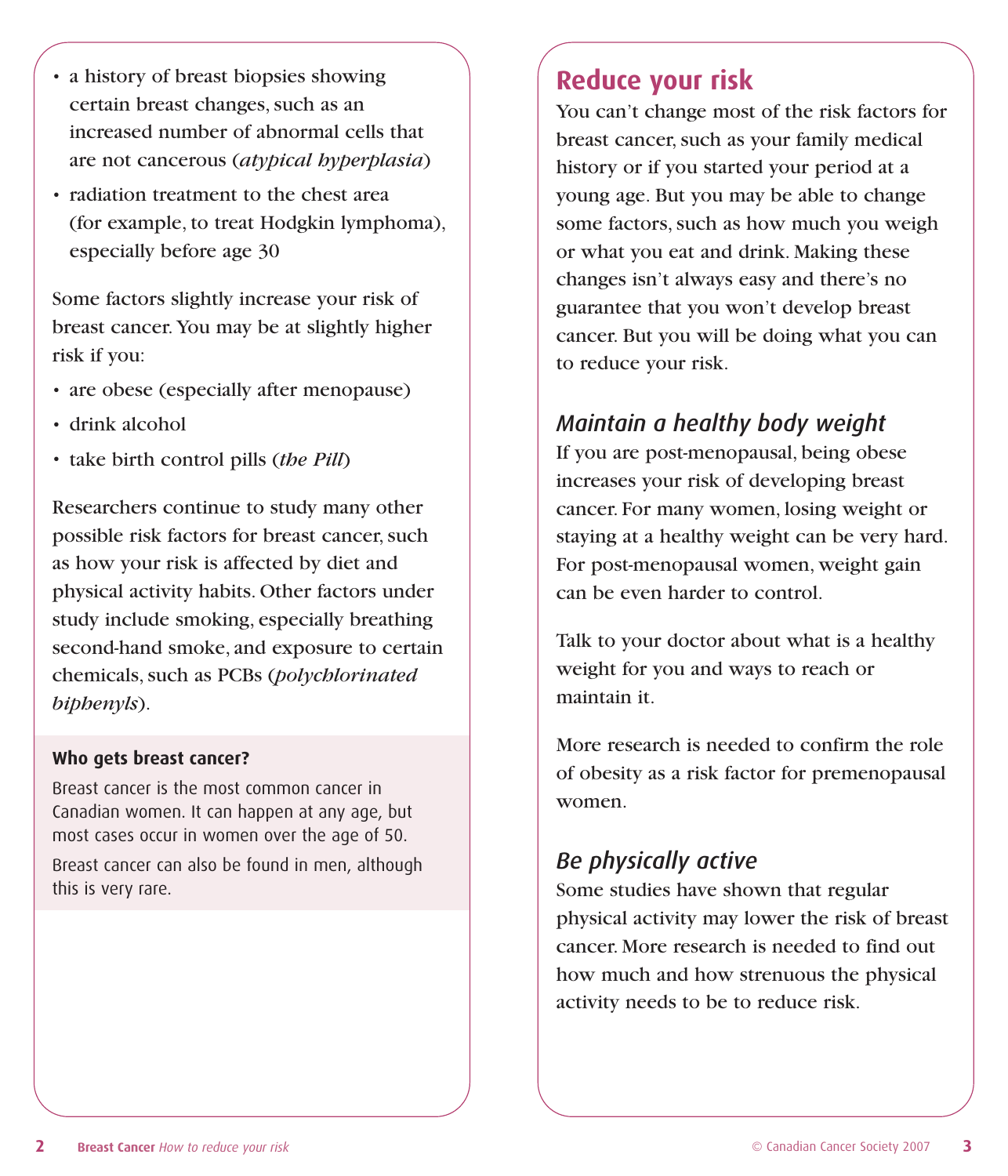- a history of breast biopsies showing certain breast changes, such as an increased number of abnormal cells that are not cancerous (*atypical hyperplasia*)
- radiation treatment to the chest area (for example, to treat Hodgkin lymphoma), especially before age 30

Some factors slightly increase your risk of breast cancer. You may be at slightly higher risk if you:

- are obese (especially after menopause)
- drink alcohol
- take birth control pills (*the Pill*)

Researchers continue to study many other possible risk factors for breast cancer, such as how your risk is affected by diet and physical activity habits. Other factors under study include smoking, especially breathing second-hand smoke, and exposure to certain chemicals, such as PCBs (*polychlorinated biphenyls*).

**Who gets breast cancer?**

Breast cancer is the most common cancer in Canadian women. It can happen at any age, but most cases occur in women over the age of 50.

Breast cancer can also be found in men, although this is very rare.

## Reduce your risk

You can't change most of the risk factors for breast cancer, such as your family medical history or if you started your period at a young age. But you may be able to change some factors, such as how much you weigh or what you eat and drink. Making these changes isn't always easy and there's no guarantee that you won't develop breast cancer. But you will be doing what you can to reduce your risk.

### *Maintain a healthy body weight*

If you are post-menopausal, being obese increases your risk of developing breast cancer. For many women, losing weight or staying at a healthy weight can be very hard. For post-menopausal women, weight gain can be even harder to control.

Talk to your doctor about what is a healthy weight for you and ways to reach or maintain it.

More research is needed to confirm the role of obesity as a risk factor for premenopausal women.

### *Be physically active*

Some studies have shown that regular physical activity may lower the risk of breast cancer. More research is needed to find out how much and how strenuous the physical activity needs to be to reduce risk.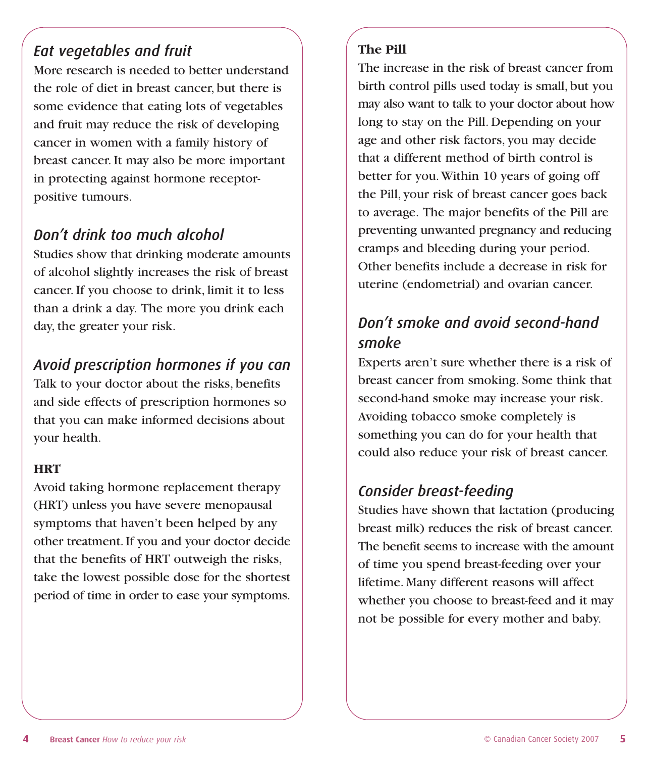## *Eat vegetables and fruit*

More research is needed to better understand the role of diet in breast cancer, but there is some evidence that eating lots of vegetables and fruit may reduce the risk of developing cancer in women with a family history of breast cancer. It may also be more important in protecting against hormone receptor-positive tumours.

## *Don't drink too much alcohol*

Studies show that drinking moderate amounts of alcohol slightly increases the risk of breast cancer. If you choose to drink, limit it to less than a drink a day. The more you drink each day, the greater your risk.

## *Avoid prescription hormones if you can*

Talk to your doctor about the risks, benefits and side effects of prescription hormones so that you can make informed decisions about your health.

### HRT

Avoid taking hormone replacement therapy (HRT) unless you have severe menopausal symptoms that haven't been helped by any other treatment. If you and your doctor decide that the benefits of HRT outweigh the risks, take the lowest possible dose for the shortest period of time in order to ease your symptoms.

### The Pill

The increase in the risk of breast cancer from birth control pills used today is small, but you may also want to talk to your doctor about how long to stay on the Pill. Depending on your age and other risk factors, you may decide that a different method of birth control is better for you. Within 10 years of going off the Pill, your risk of breast cancer goes back to average. The major benefits of the Pill are preventing unwanted pregnancy and reducing cramps and bleeding during your period. Other benefits include a decrease in risk for uterine (endometrial) and ovarian cancer.

## *Don't smoke and avoid second-hand smoke*

Experts aren't sure whether there is a risk of breast cancer from smoking. Some think that second-hand smoke may increase your risk. Avoiding tobacco smoke completely is something you can do for your health that could also reduce your risk of breast cancer.

## *Consider breast-feeding*

Studies have shown that lactation (producing breast milk) reduces the risk of breast cancer. The benefit seems to increase with the amount of time you spend breast-feeding over your lifetime. Many different reasons will affect whether you choose to breast-feed and it may not be possible for every mother and baby.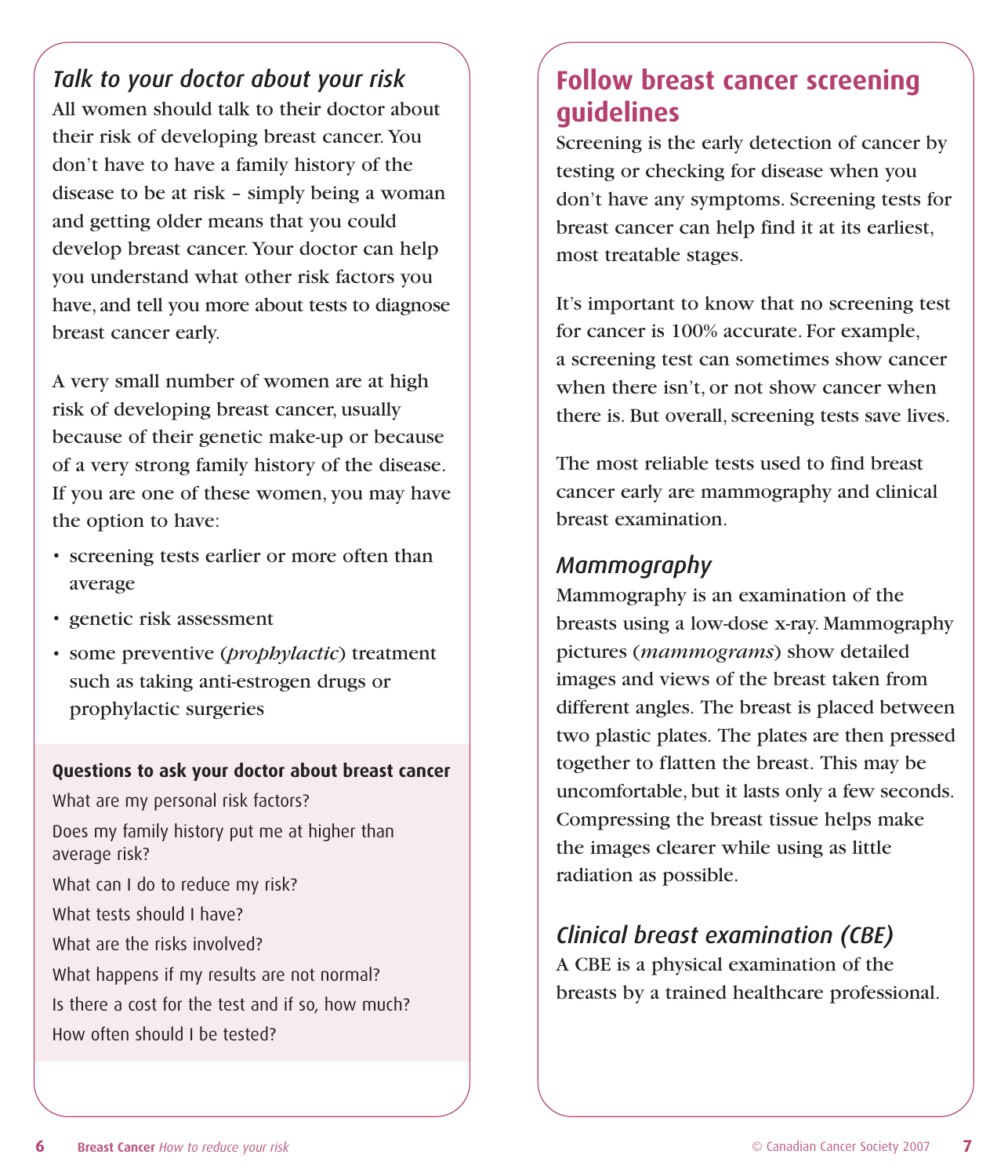### *Talk to your doctor about your risk*

All women should talk to their doctor about their risk of developing breast cancer. You don't have to have a family history of the disease to be at risk – simply being a woman and getting older means that you could develop breast cancer. Your doctor can help you understand what other risk factors you have, and tell you more about tests to diagnose breast cancer early.

A very small number of women are at high risk of developing breast cancer, usually because of their genetic make-up or because of a very strong family history of the disease. If you are one of these women, you may have the option to have:

- screening tests earlier or more often than average
- genetic risk assessment
- some preventive (*prophylactic*) treatment such as taking anti-estrogen drugs or prophylactic surgeries

**Questions to ask your doctor about breast cancer**

What are my personal risk factors?

Does my family history put me at higher than average risk?

What can I do to reduce my risk?

What tests should I have?

What are the risks involved?

What happens if my results are not normal?

Is there a cost for the test and if so, how much?

How often should I be tested?

## Follow breast cancer screening guidelines

Screening is the early detection of cancer by testing or checking for disease when you don't have any symptoms. Screening tests for breast cancer can help find it at its earliest, most treatable stages.

It's important to know that no screening test for cancer is 100% accurate. For example, a screening test can sometimes show cancer when there isn't, or not show cancer when there is. But overall, screening tests save lives.

The most reliable tests used to find breast cancer early are mammography and clinical breast examination.

### *Mammography*

Mammography is an examination of the breasts using a low-dose x-ray. Mammography pictures (*mammograms*) show detailed images and views of the breast taken from different angles. The breast is placed between two plastic plates. The plates are then pressed together to flatten the breast. This may be uncomfortable, but it lasts only a few seconds. Compressing the breast tissue helps make the images clearer while using as little radiation as possible.

### *Clinical breast examination (CBE)*

A CBE is a physical examination of the breasts by a trained healthcare professional.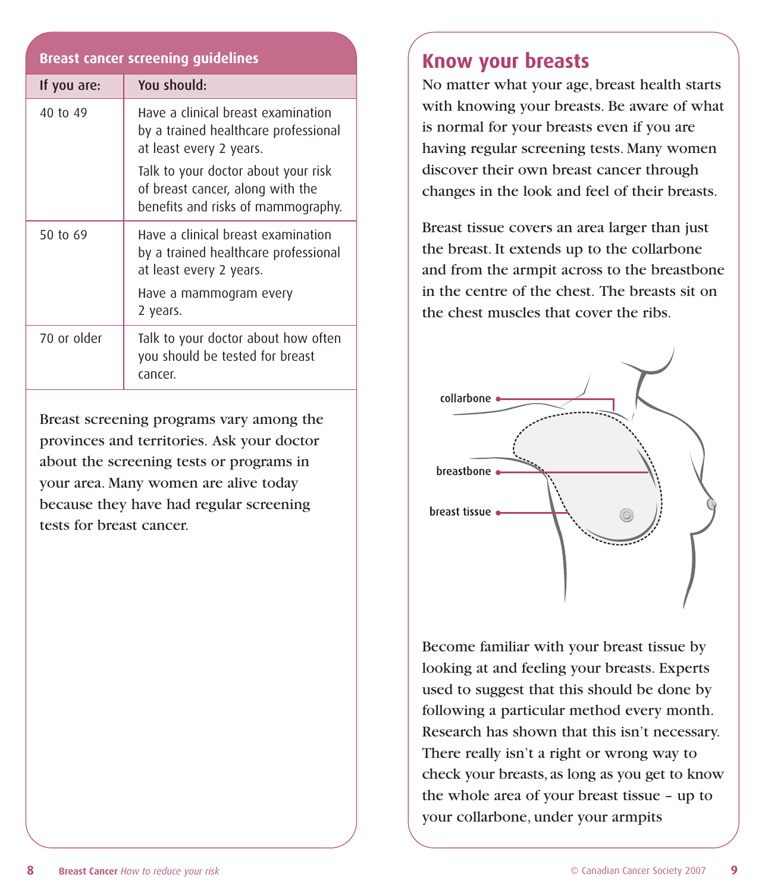## Breast cancer screening guidelines

| If you are: | You should: |
|---|---|
| 40 to 49 | Have a clinical breast examination by a trained healthcare professional at least every 2 years.<br><br>Talk to your doctor about your risk of breast cancer, along with the benefits and risks of mammography. |
| 50 to 69 | Have a clinical breast examination by a trained healthcare professional at least every 2 years.<br><br>Have a mammogram every 2 years. |
| 70 or older | Talk to your doctor about how often you should be tested for breast cancer. |

Breast screening programs vary among the provinces and territories. Ask your doctor about the screening tests or programs in your area. Many women are alive today because they have had regular screening tests for breast cancer.

## Know your breasts

No matter what your age, breast health starts with knowing your breasts. Be aware of what is normal for your breasts even if you are having regular screening tests. Many women discover their own breast cancer through changes in the look and feel of their breasts.

Breast tissue covers an area larger than just the breast. It extends up to the collarbone and from the armpit across to the breastbone in the centre of the chest. The breasts sit on the chest muscles that cover the ribs.

collarbone

breastbone

breast tissue

Become familiar with your breast tissue by looking at and feeling your breasts. Experts used to suggest that this should be done by following a particular method every month. Research has shown that this isn't necessary. There really isn't a right or wrong way to check your breasts, as long as you get to know the whole area of your breast tissue – up to your collarbone, under your armpits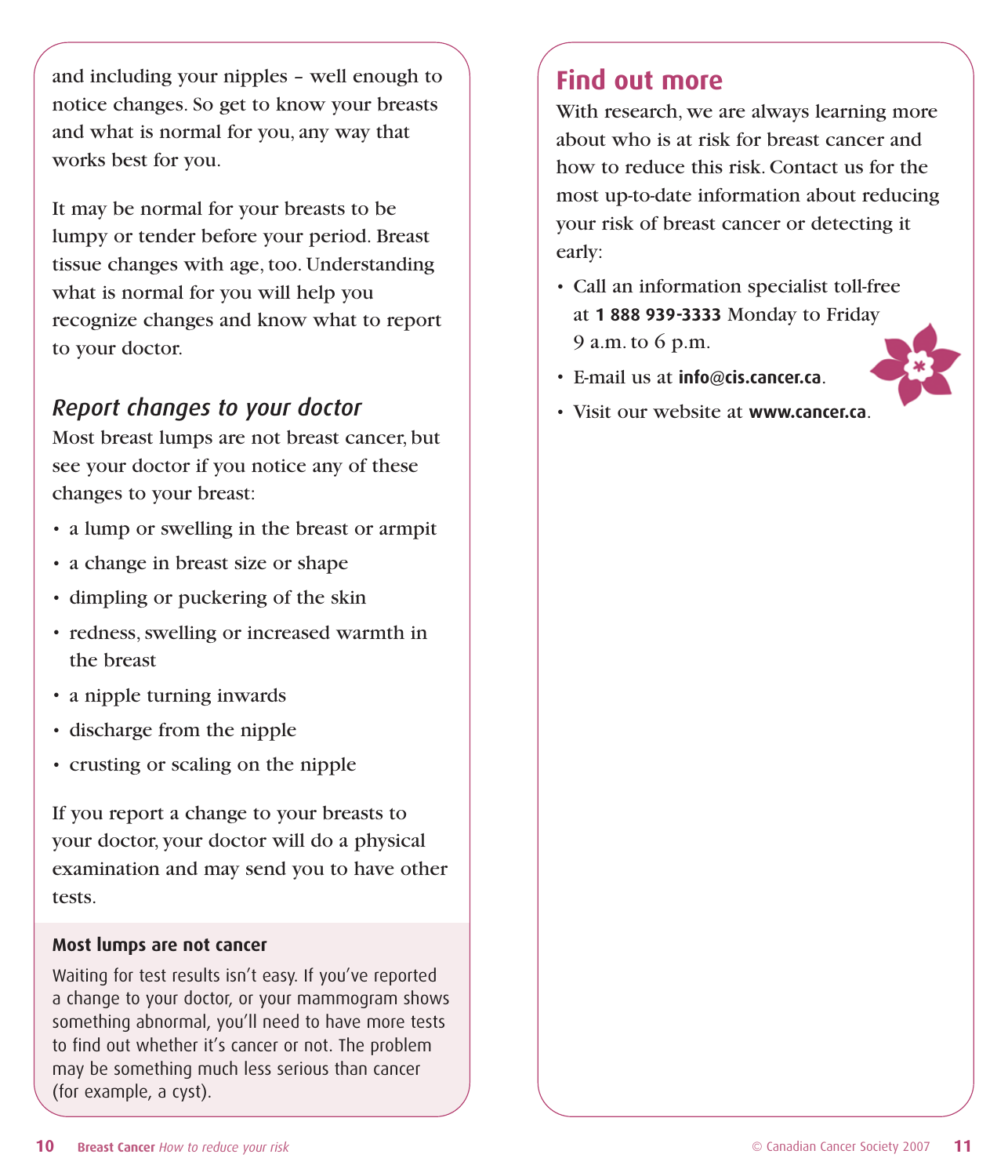and including your nipples – well enough to notice changes. So get to know your breasts and what is normal for you, any way that works best for you.

It may be normal for your breasts to be lumpy or tender before your period. Breast tissue changes with age, too. Understanding what is normal for you will help you recognize changes and know what to report to your doctor.

### *Report changes to your doctor*

Most breast lumps are not breast cancer, but see your doctor if you notice any of these changes to your breast:

- a lump or swelling in the breast or armpit
- a change in breast size or shape
- dimpling or puckering of the skin
- redness, swelling or increased warmth in the breast
- a nipple turning inwards
- discharge from the nipple
- crusting or scaling on the nipple

If you report a change to your breasts to your doctor, your doctor will do a physical examination and may send you to have other tests.

**Most lumps are not cancer**

Waiting for test results isn't easy. If you've reported a change to your doctor, or your mammogram shows something abnormal, you'll need to have more tests to find out whether it's cancer or not. The problem may be something much less serious than cancer (for example, a cyst).

## Find out more

With research, we are always learning more about who is at risk for breast cancer and how to reduce this risk. Contact us for the most up-to-date information about reducing your risk of breast cancer or detecting it early:

- Call an information specialist toll-free at **1 888 939-3333** Monday to Friday 9 a.m. to 6 p.m.
- E-mail us at **info@cis.cancer.ca**.
- Visit our website at **www.cancer.ca**.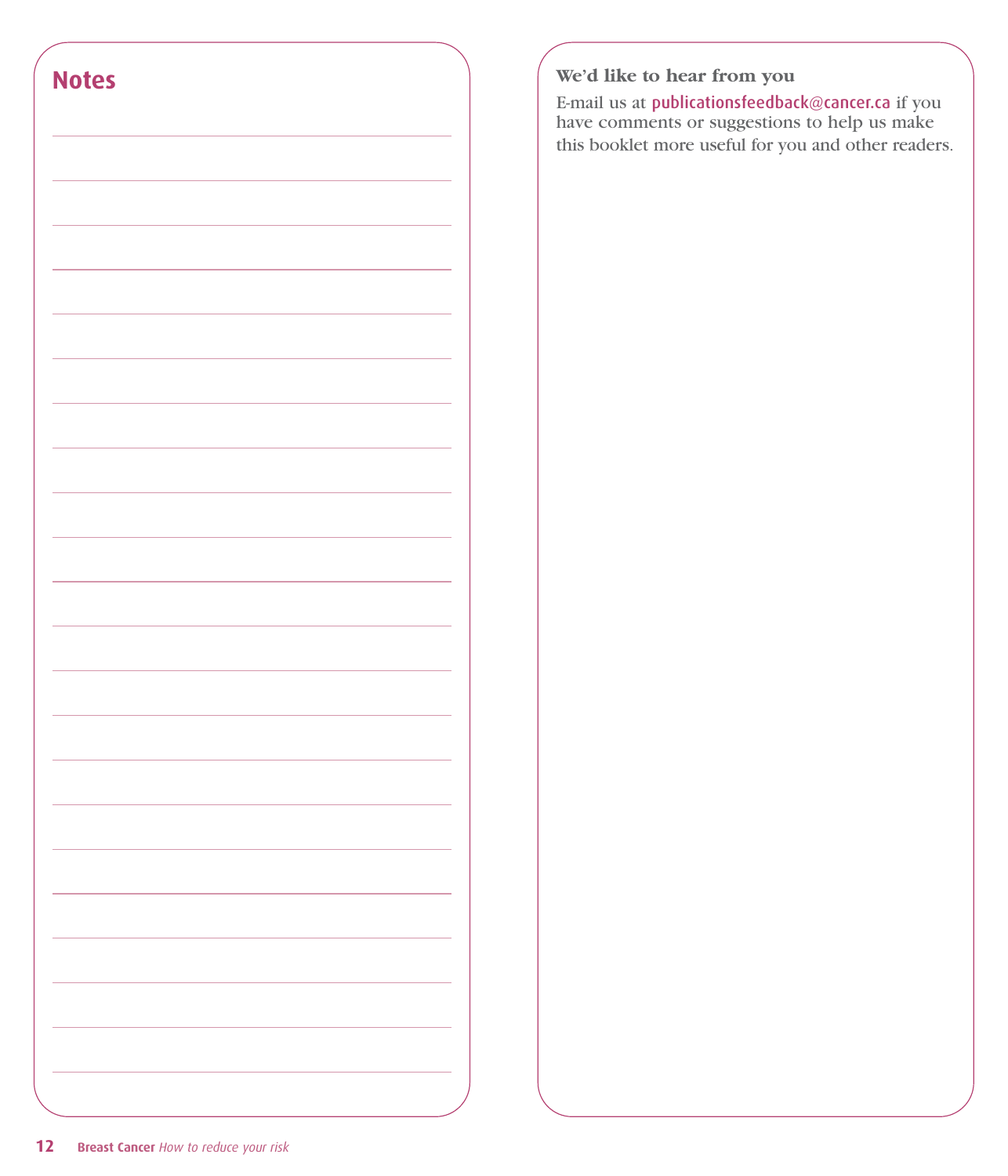## Notes

### We'd like to hear from you

E-mail us at publicationsfeedback@cancer.ca if you have comments or suggestions to help us make this booklet more useful for you and other readers.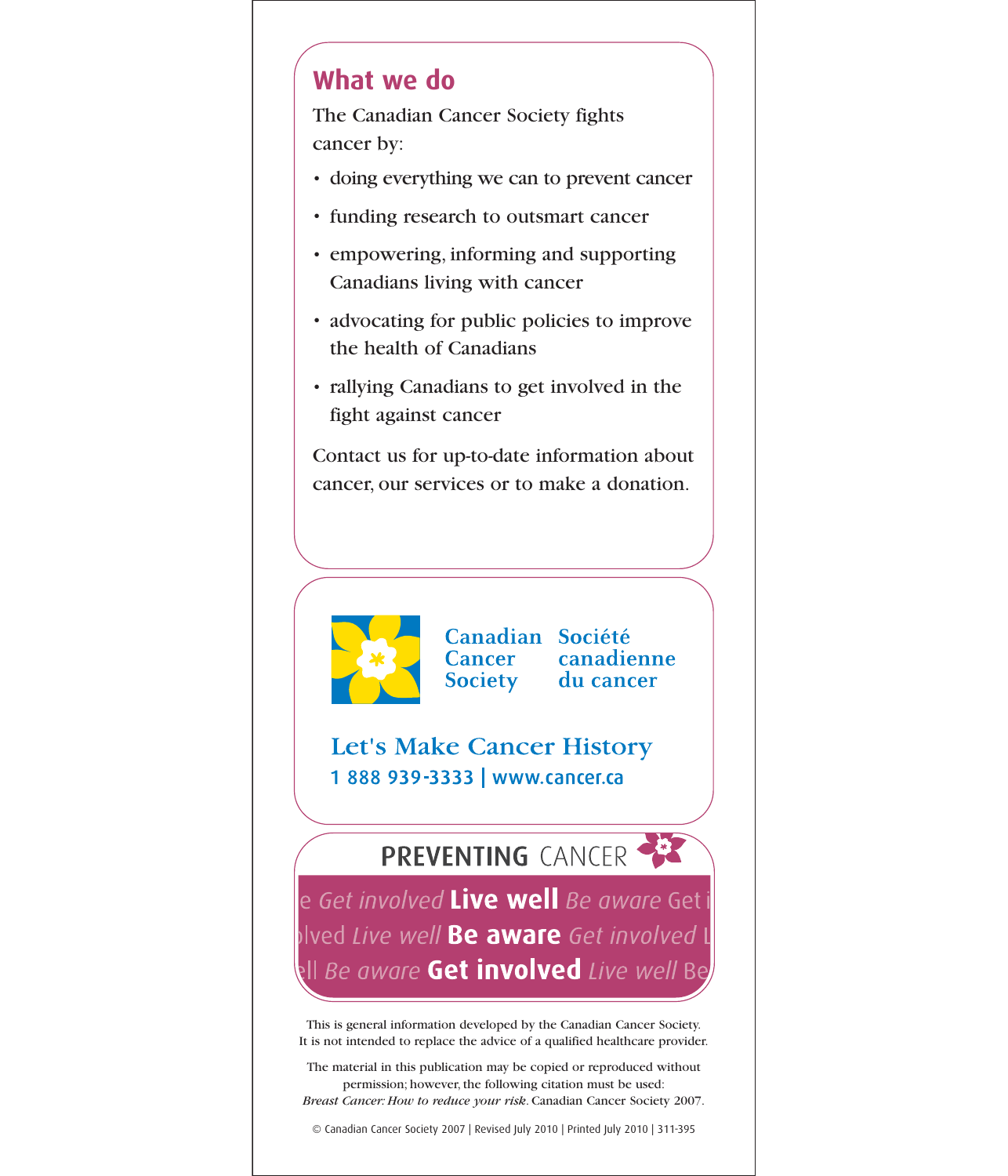## What we do

The Canadian Cancer Society fights cancer by:

- doing everything we can to prevent cancer
- funding research to outsmart cancer
- empowering, informing and supporting Canadians living with cancer
- advocating for public policies to improve the health of Canadians
- rallying Canadians to get involved in the fight against cancer

Contact us for up-to-date information about cancer, our services or to make a donation.

Canadian Cancer Society | Société canadienne du cancer

Let's Make Cancer History

1 888 939-3333 | www.cancer.ca

PREVENTING CANCER

Get involved **Live well** Be aware

Live well **Be aware** Get involved

Be aware **Get involved** Live well

This is general information developed by the Canadian Cancer Society. It is not intended to replace the advice of a qualified healthcare provider.

The material in this publication may be copied or reproduced without permission; however, the following citation must be used: *Breast Cancer: How to reduce your risk*. Canadian Cancer Society 2007.

© Canadian Cancer Society 2007 | Revised July 2010 | Printed July 2010 | 311-395